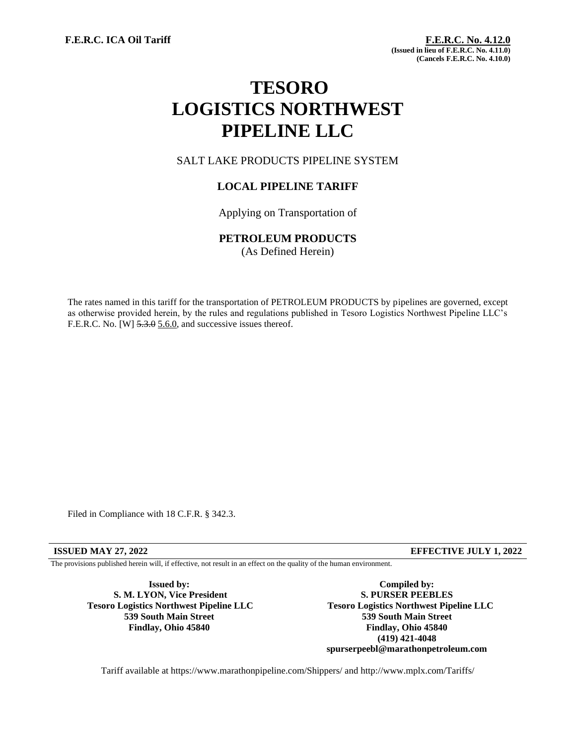**F.E.R.C. ICA Oil Tariff**

**F.E.R.C. No. 4.12.0**
**(Issued in lieu of F.E.R.C. No. 4.11.0)**
**(Cancels F.E.R.C. No. 4.10.0)**

# TESORO LOGISTICS NORTHWEST PIPELINE LLC

SALT LAKE PRODUCTS PIPELINE SYSTEM

**LOCAL PIPELINE TARIFF**

Applying on Transportation of

**PETROLEUM PRODUCTS**
(As Defined Herein)

The rates named in this tariff for the transportation of PETROLEUM PRODUCTS by pipelines are governed, except as otherwise provided herein, by the rules and regulations published in Tesoro Logistics Northwest Pipeline LLC's F.E.R.C. No. [W] ~~5.3.0~~ 5.6.0, and successive issues thereof.

Filed in Compliance with 18 C.F.R. § 342.3.

**ISSUED MAY 27, 2022** **EFFECTIVE JULY 1, 2022**

The provisions published herein will, if effective, not result in an effect on the quality of the human environment.

**Issued by:**
**S. M. LYON, Vice President**
**Tesoro Logistics Northwest Pipeline LLC**
**539 South Main Street**
**Findlay, Ohio 45840**

**Compiled by:**
**S. PURSER PEEBLES**
**Tesoro Logistics Northwest Pipeline LLC**
**539 South Main Street**
**Findlay, Ohio 45840**
**(419) 421-4048**
**spurserpeebl@marathonpetroleum.com**

Tariff available at https://www.marathonpipeline.com/Shippers/ and http://www.mplx.com/Tariffs/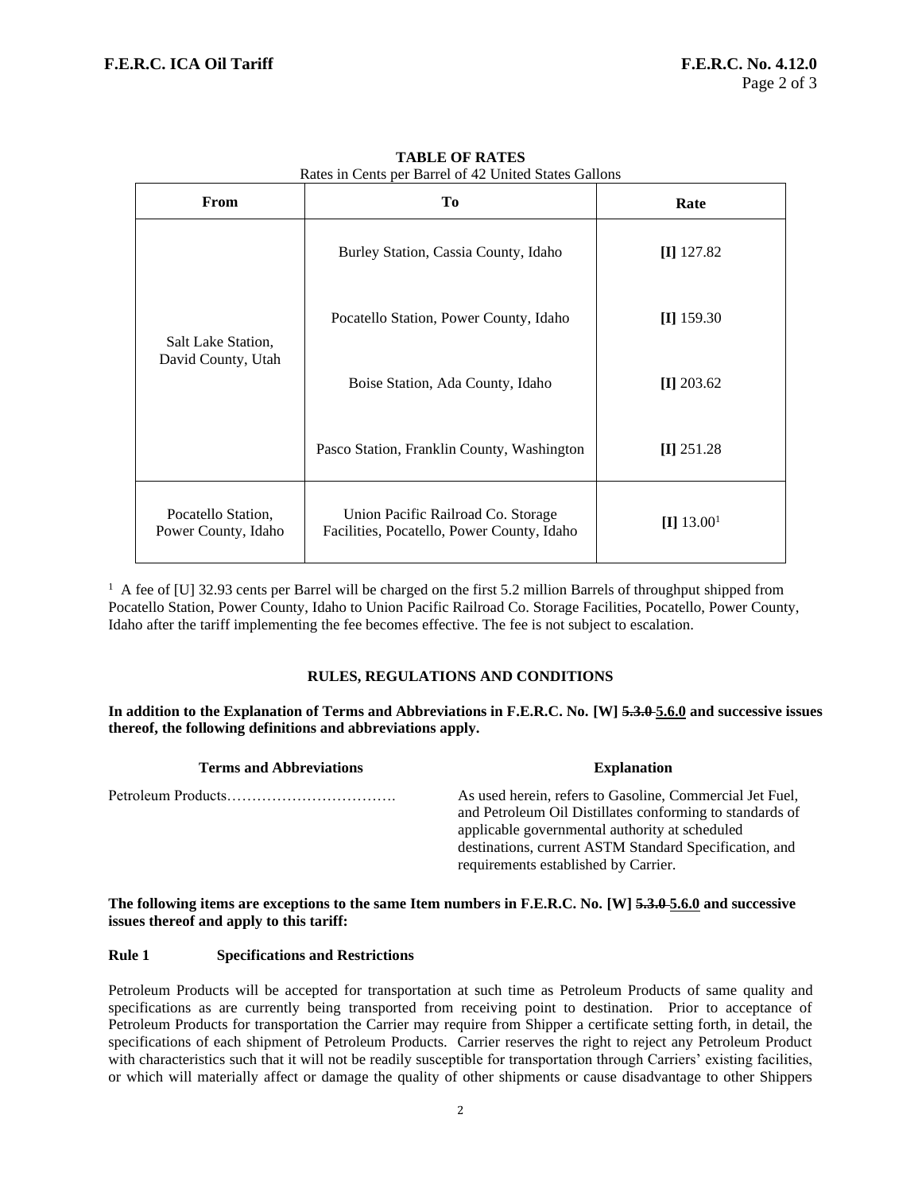**TABLE OF RATES**
Rates in Cents per Barrel of 42 United States Gallons

| From | To | Rate |
|---|---|---|
| Salt Lake Station, David County, Utah | Burley Station, Cassia County, Idaho | **[I]** 127.82 |
| | Pocatello Station, Power County, Idaho | **[I]** 159.30 |
| | Boise Station, Ada County, Idaho | **[I]** 203.62 |
| | Pasco Station, Franklin County, Washington | **[I]** 251.28 |
| Pocatello Station, Power County, Idaho | Union Pacific Railroad Co. Storage Facilities, Pocatello, Power County, Idaho | **[I]** 13.00[1] |

[1] A fee of [U] 32.93 cents per Barrel will be charged on the first 5.2 million Barrels of throughput shipped from Pocatello Station, Power County, Idaho to Union Pacific Railroad Co. Storage Facilities, Pocatello, Power County, Idaho after the tariff implementing the fee becomes effective. The fee is not subject to escalation.

## RULES, REGULATIONS AND CONDITIONS

**In addition to the Explanation of Terms and Abbreviations in F.E.R.C. No. [W] ~~5.3.0~~ 5.6.0 and successive issues thereof, the following definitions and abbreviations apply.**

| Terms and Abbreviations | Explanation |
|---|---|
| Petroleum Products……………………………. | As used herein, refers to Gasoline, Commercial Jet Fuel, and Petroleum Oil Distillates conforming to standards of applicable governmental authority at scheduled destinations, current ASTM Standard Specification, and requirements established by Carrier. |

**The following items are exceptions to the same Item numbers in F.E.R.C. No. [W] ~~5.3.0~~ 5.6.0 and successive issues thereof and apply to this tariff:**

### Rule 1 Specifications and Restrictions

Petroleum Products will be accepted for transportation at such time as Petroleum Products of same quality and specifications as are currently being transported from receiving point to destination. Prior to acceptance of Petroleum Products for transportation the Carrier may require from Shipper a certificate setting forth, in detail, the specifications of each shipment of Petroleum Products. Carrier reserves the right to reject any Petroleum Product with characteristics such that it will not be readily susceptible for transportation through Carriers' existing facilities, or which will materially affect or damage the quality of other shipments or cause disadvantage to other Shippers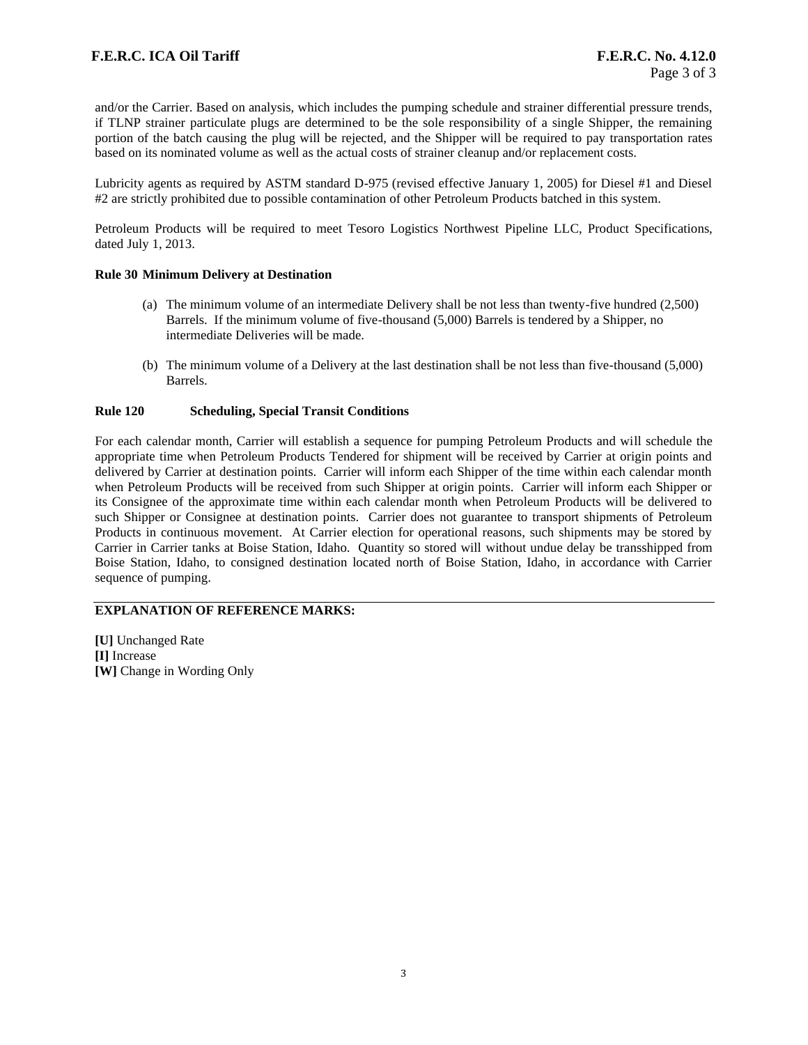and/or the Carrier. Based on analysis, which includes the pumping schedule and strainer differential pressure trends, if TLNP strainer particulate plugs are determined to be the sole responsibility of a single Shipper, the remaining portion of the batch causing the plug will be rejected, and the Shipper will be required to pay transportation rates based on its nominated volume as well as the actual costs of strainer cleanup and/or replacement costs.

Lubricity agents as required by ASTM standard D-975 (revised effective January 1, 2005) for Diesel #1 and Diesel #2 are strictly prohibited due to possible contamination of other Petroleum Products batched in this system.

Petroleum Products will be required to meet Tesoro Logistics Northwest Pipeline LLC, Product Specifications, dated July 1, 2013.

**Rule 30 Minimum Delivery at Destination**

(a) The minimum volume of an intermediate Delivery shall be not less than twenty-five hundred (2,500) Barrels. If the minimum volume of five-thousand (5,000) Barrels is tendered by a Shipper, no intermediate Deliveries will be made.

(b) The minimum volume of a Delivery at the last destination shall be not less than five-thousand (5,000) Barrels.

**Rule 120 Scheduling, Special Transit Conditions**

For each calendar month, Carrier will establish a sequence for pumping Petroleum Products and will schedule the appropriate time when Petroleum Products Tendered for shipment will be received by Carrier at origin points and delivered by Carrier at destination points. Carrier will inform each Shipper of the time within each calendar month when Petroleum Products will be received from such Shipper at origin points. Carrier will inform each Shipper or its Consignee of the approximate time within each calendar month when Petroleum Products will be delivered to such Shipper or Consignee at destination points. Carrier does not guarantee to transport shipments of Petroleum Products in continuous movement. At Carrier election for operational reasons, such shipments may be stored by Carrier in Carrier tanks at Boise Station, Idaho. Quantity so stored will without undue delay be transshipped from Boise Station, Idaho, to consigned destination located north of Boise Station, Idaho, in accordance with Carrier sequence of pumping.

**EXPLANATION OF REFERENCE MARKS:**

**[U]** Unchanged Rate
**[I]** Increase
**[W]** Change in Wording Only